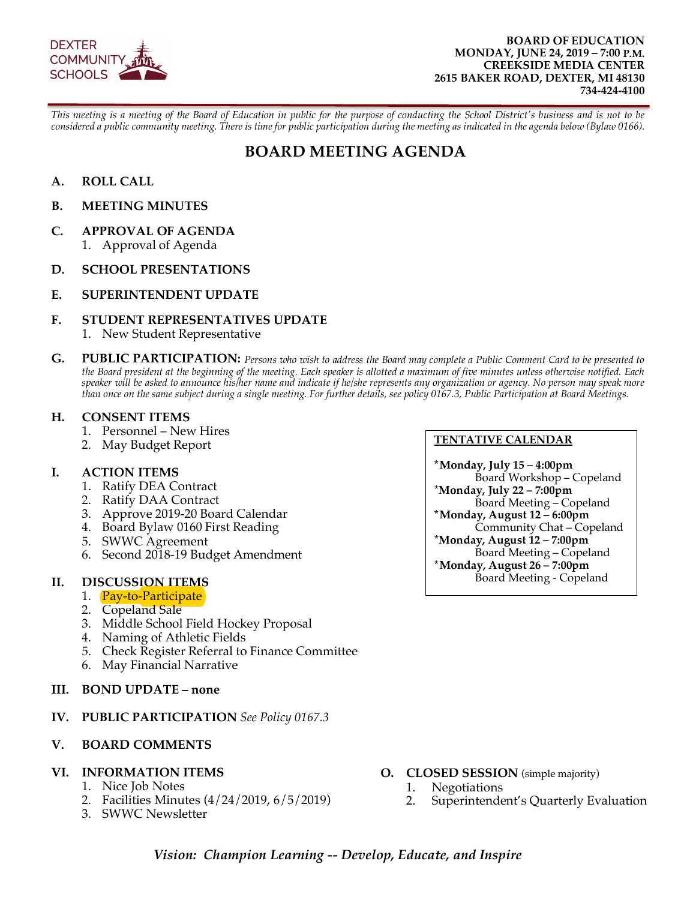DEXTER COMMUNITY SCHOOLS

**BOARD OF EDUCATION**
**MONDAY, JUNE 24, 2019 – 7:00 P.M.**
**CREEKSIDE MEDIA CENTER**
**2615 BAKER ROAD, DEXTER, MI 48130**
**734-424-4100**

*This meeting is a meeting of the Board of Education in public for the purpose of conducting the School District's business and is not to be considered a public community meeting. There is time for public participation during the meeting as indicated in the agenda below (Bylaw 0166).*

# BOARD MEETING AGENDA

**A. ROLL CALL**

**B. MEETING MINUTES**

**C. APPROVAL OF AGENDA**
1. Approval of Agenda

**D. SCHOOL PRESENTATIONS**

**E. SUPERINTENDENT UPDATE**

**F. STUDENT REPRESENTATIVES UPDATE**
1. New Student Representative

**G. PUBLIC PARTICIPATION:** *Persons who wish to address the Board may complete a Public Comment Card to be presented to the Board president at the beginning of the meeting. Each speaker is allotted a maximum of five minutes unless otherwise notified. Each speaker will be asked to announce his/her name and indicate if he/she represents any organization or agency. No person may speak more than once on the same subject during a single meeting. For further details, see policy 0167.3, Public Participation at Board Meetings.*

**H. CONSENT ITEMS**
1. Personnel – New Hires
2. May Budget Report

**I. ACTION ITEMS**
1. Ratify DEA Contract
2. Ratify DAA Contract
3. Approve 2019-20 Board Calendar
4. Board Bylaw 0160 First Reading
5. SWWC Agreement
6. Second 2018-19 Budget Amendment

**II. DISCUSSION ITEMS**
1. Pay-to-Participate
2. Copeland Sale
3. Middle School Field Hockey Proposal
4. Naming of Athletic Fields
5. Check Register Referral to Finance Committee
6. May Financial Narrative

**III. BOND UPDATE – none**

**IV. PUBLIC PARTICIPATION** *See Policy 0167.3*

**V. BOARD COMMENTS**

**VI. INFORMATION ITEMS**
1. Nice Job Notes
2. Facilities Minutes (4/24/2019, 6/5/2019)
3. SWWC Newsletter

**O. CLOSED SESSION** (simple majority)
1. Negotiations
2. Superintendent's Quarterly Evaluation

**TENTATIVE CALENDAR**

*__Monday, July 15 – 4:00pm__
Board Workshop – Copeland
*__Monday, July 22 – 7:00pm__
Board Meeting – Copeland
*__Monday, August 12 – 6:00pm__
Community Chat – Copeland
*__Monday, August 12 – 7:00pm__
Board Meeting – Copeland
*__Monday, August 26 – 7:00pm__
Board Meeting - Copeland

*Vision: Champion Learning -- Develop, Educate, and Inspire*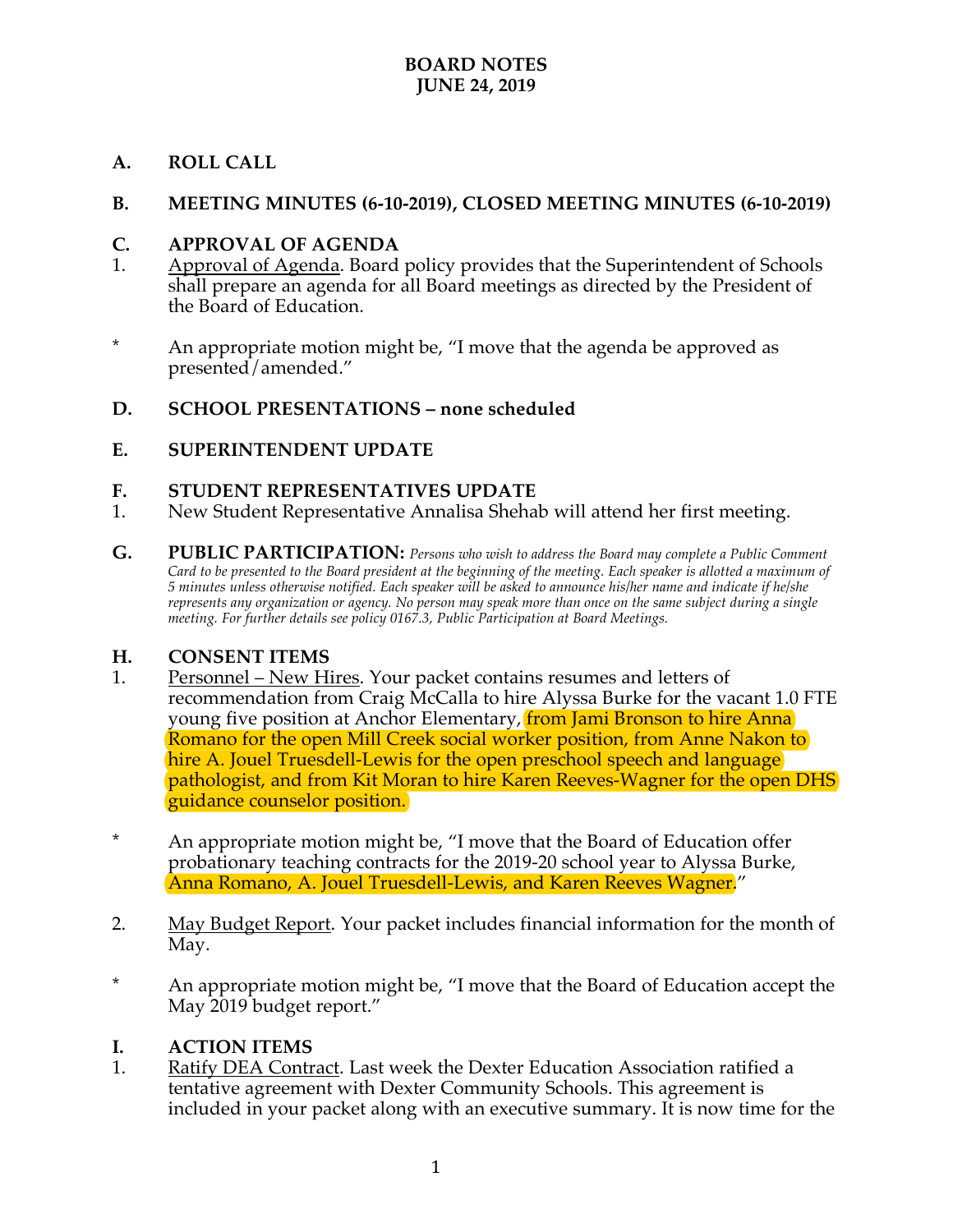**BOARD NOTES**
**JUNE 24, 2019**

## A. ROLL CALL

## B. MEETING MINUTES (6-10-2019), CLOSED MEETING MINUTES (6-10-2019)

## C. APPROVAL OF AGENDA

1. Approval of Agenda. Board policy provides that the Superintendent of Schools shall prepare an agenda for all Board meetings as directed by the President of the Board of Education.

\* An appropriate motion might be, "I move that the agenda be approved as presented/amended."

## D. SCHOOL PRESENTATIONS – none scheduled

## E. SUPERINTENDENT UPDATE

## F. STUDENT REPRESENTATIVES UPDATE

1. New Student Representative Annalisa Shehab will attend her first meeting.

## G. PUBLIC PARTICIPATION:

*Persons who wish to address the Board may complete a Public Comment Card to be presented to the Board president at the beginning of the meeting. Each speaker is allotted a maximum of 5 minutes unless otherwise notified. Each speaker will be asked to announce his/her name and indicate if he/she represents any organization or agency. No person may speak more than once on the same subject during a single meeting. For further details see policy 0167.3, Public Participation at Board Meetings.*

## H. CONSENT ITEMS

1. Personnel – New Hires. Your packet contains resumes and letters of recommendation from Craig McCalla to hire Alyssa Burke for the vacant 1.0 FTE young five position at Anchor Elementary, from Jami Bronson to hire Anna Romano for the open Mill Creek social worker position, from Anne Nakon to hire A. Jouel Truesdell-Lewis for the open preschool speech and language pathologist, and from Kit Moran to hire Karen Reeves-Wagner for the open DHS guidance counselor position.

\* An appropriate motion might be, "I move that the Board of Education offer probationary teaching contracts for the 2019-20 school year to Alyssa Burke, Anna Romano, A. Jouel Truesdell-Lewis, and Karen Reeves Wagner."

2. May Budget Report. Your packet includes financial information for the month of May.

\* An appropriate motion might be, "I move that the Board of Education accept the May 2019 budget report."

## I. ACTION ITEMS

1. Ratify DEA Contract. Last week the Dexter Education Association ratified a tentative agreement with Dexter Community Schools. This agreement is included in your packet along with an executive summary. It is now time for the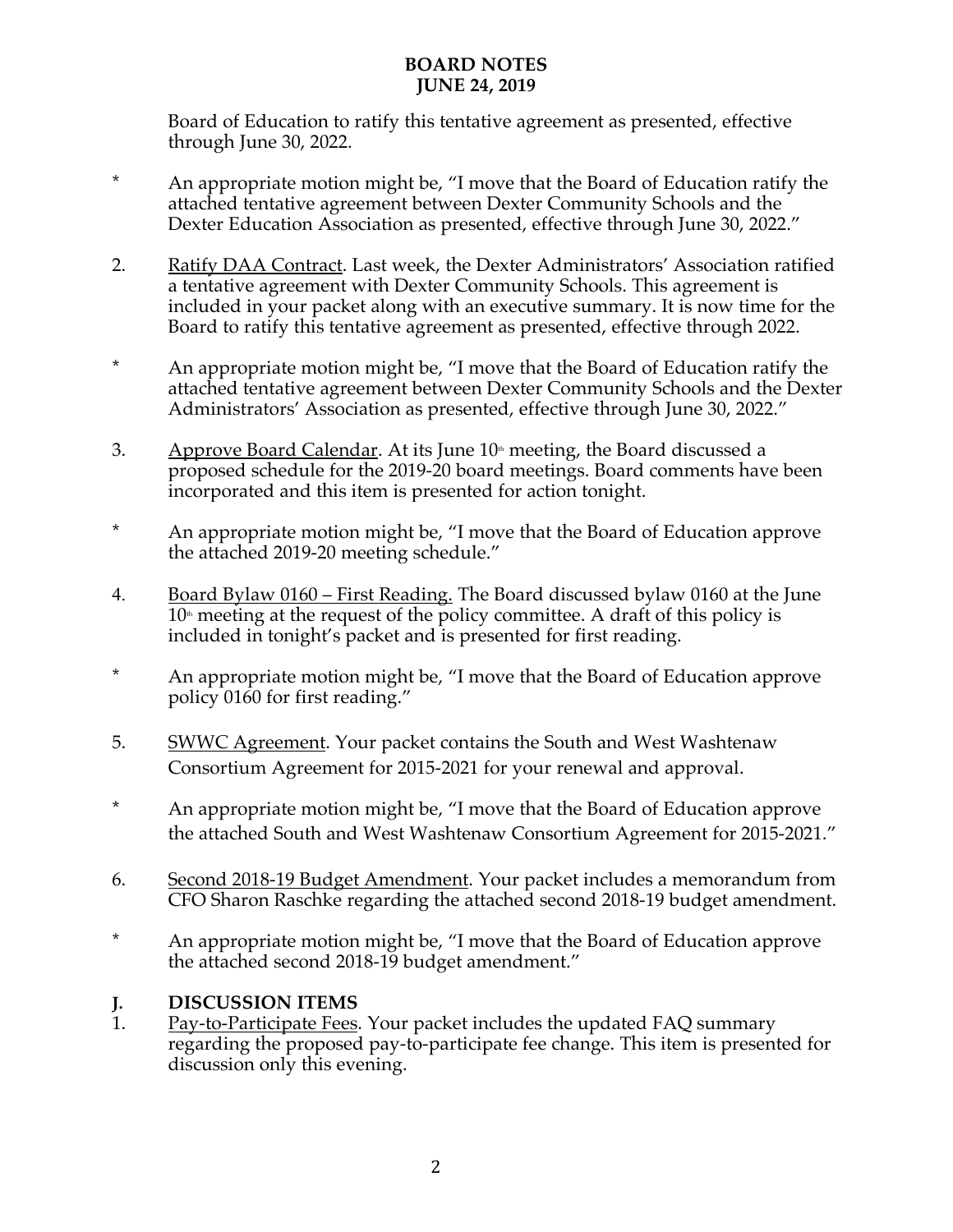Board of Education to ratify this tentative agreement as presented, effective through June 30, 2022.

\* An appropriate motion might be, "I move that the Board of Education ratify the attached tentative agreement between Dexter Community Schools and the Dexter Education Association as presented, effective through June 30, 2022."

2. Ratify DAA Contract. Last week, the Dexter Administrators' Association ratified a tentative agreement with Dexter Community Schools. This agreement is included in your packet along with an executive summary. It is now time for the Board to ratify this tentative agreement as presented, effective through 2022.

\* An appropriate motion might be, "I move that the Board of Education ratify the attached tentative agreement between Dexter Community Schools and the Dexter Administrators' Association as presented, effective through June 30, 2022."

3. Approve Board Calendar. At its June 10th meeting, the Board discussed a proposed schedule for the 2019-20 board meetings. Board comments have been incorporated and this item is presented for action tonight.

\* An appropriate motion might be, "I move that the Board of Education approve the attached 2019-20 meeting schedule."

4. Board Bylaw 0160 – First Reading. The Board discussed bylaw 0160 at the June 10th meeting at the request of the policy committee. A draft of this policy is included in tonight's packet and is presented for first reading.

\* An appropriate motion might be, "I move that the Board of Education approve policy 0160 for first reading."

5. SWWC Agreement. Your packet contains the South and West Washtenaw Consortium Agreement for 2015-2021 for your renewal and approval.

\* An appropriate motion might be, "I move that the Board of Education approve the attached South and West Washtenaw Consortium Agreement for 2015-2021."

6. Second 2018-19 Budget Amendment. Your packet includes a memorandum from CFO Sharon Raschke regarding the attached second 2018-19 budget amendment.

\* An appropriate motion might be, "I move that the Board of Education approve the attached second 2018-19 budget amendment."

## J. DISCUSSION ITEMS

1. Pay-to-Participate Fees. Your packet includes the updated FAQ summary regarding the proposed pay-to-participate fee change. This item is presented for discussion only this evening.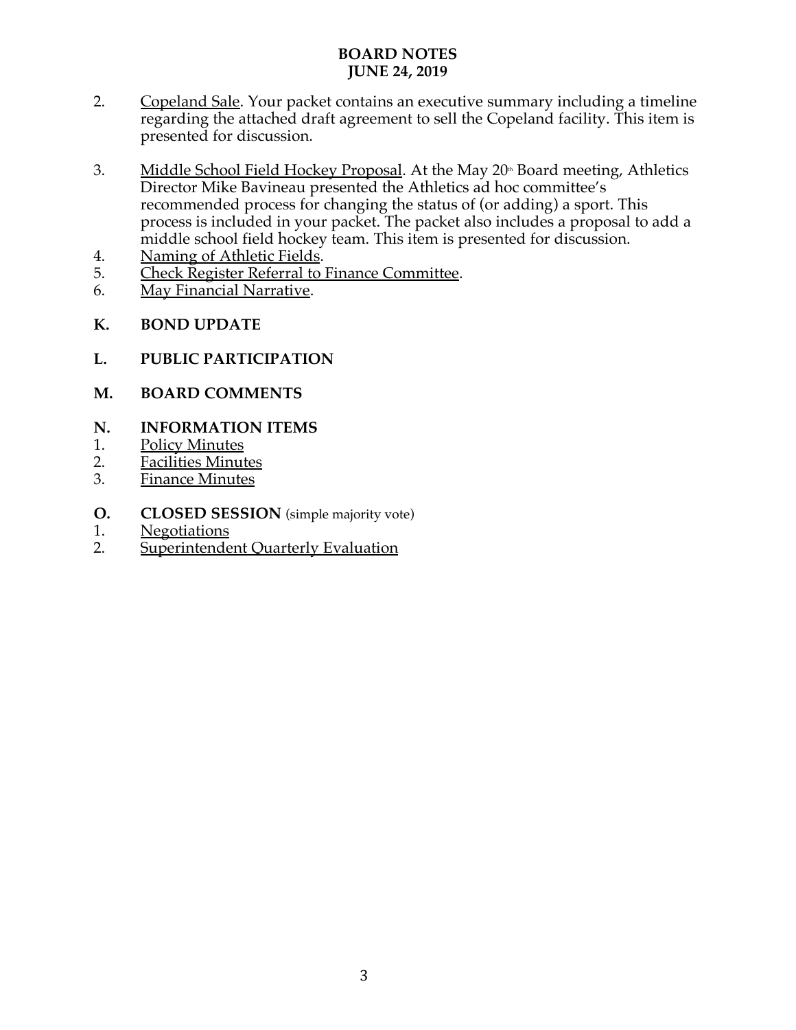**BOARD NOTES**
**JUNE 24, 2019**

2. Copeland Sale. Your packet contains an executive summary including a timeline regarding the attached draft agreement to sell the Copeland facility. This item is presented for discussion.

3. Middle School Field Hockey Proposal. At the May 20th Board meeting, Athletics Director Mike Bavineau presented the Athletics ad hoc committee's recommended process for changing the status of (or adding) a sport. This process is included in your packet. The packet also includes a proposal to add a middle school field hockey team. This item is presented for discussion.
4. Naming of Athletic Fields.
5. Check Register Referral to Finance Committee.
6. May Financial Narrative.

**K. BOND UPDATE**

**L. PUBLIC PARTICIPATION**

**M. BOARD COMMENTS**

**N. INFORMATION ITEMS**
1. Policy Minutes
2. Facilities Minutes
3. Finance Minutes

**O. CLOSED SESSION** (simple majority vote)
1. Negotiations
2. Superintendent Quarterly Evaluation